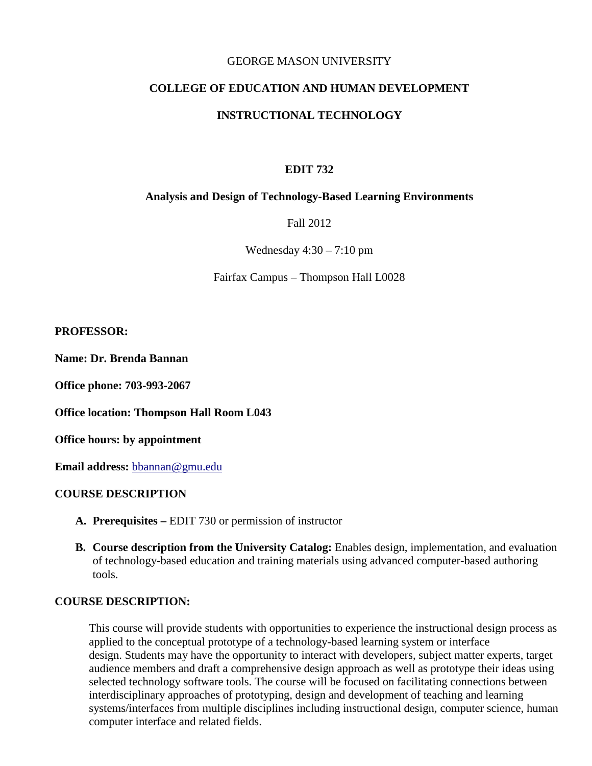GEORGE MASON UNIVERSITY

**COLLEGE OF EDUCATION AND HUMAN DEVELOPMENT**

**INSTRUCTIONAL TECHNOLOGY**

**EDIT 732**

**Analysis and Design of Technology-Based Learning Environments**

Fall 2012

Wednesday 4:30 – 7:10 pm

Fairfax Campus – Thompson Hall L0028

**PROFESSOR:**

**Name: Dr. Brenda Bannan**

**Office phone: 703-993-2067**

**Office location: Thompson Hall Room L043**

**Office hours: by appointment**

**Email address:** bbannan@gmu.edu

## COURSE DESCRIPTION

A. **Prerequisites –** EDIT 730 or permission of instructor

B. **Course description from the University Catalog:** Enables design, implementation, and evaluation of technology-based education and training materials using advanced computer-based authoring tools.

## COURSE DESCRIPTION:

This course will provide students with opportunities to experience the instructional design process as applied to the conceptual prototype of a technology-based learning system or interface design. Students may have the opportunity to interact with developers, subject matter experts, target audience members and draft a comprehensive design approach as well as prototype their ideas using selected technology software tools. The course will be focused on facilitating connections between interdisciplinary approaches of prototyping, design and development of teaching and learning systems/interfaces from multiple disciplines including instructional design, computer science, human computer interface and related fields.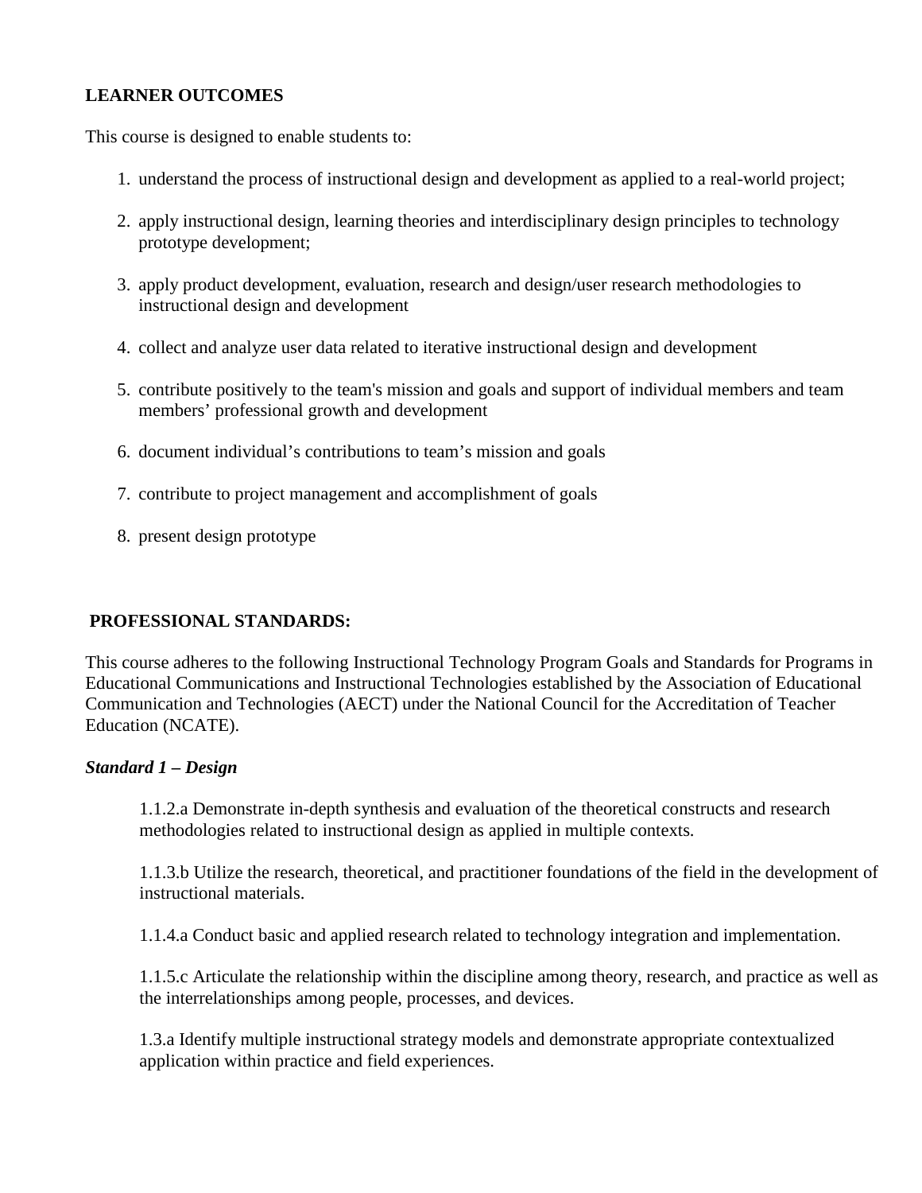## LEARNER OUTCOMES

This course is designed to enable students to:

1. understand the process of instructional design and development as applied to a real-world project;
2. apply instructional design, learning theories and interdisciplinary design principles to technology prototype development;
3. apply product development, evaluation, research and design/user research methodologies to instructional design and development
4. collect and analyze user data related to iterative instructional design and development
5. contribute positively to the team's mission and goals and support of individual members and team members' professional growth and development
6. document individual's contributions to team's mission and goals
7. contribute to project management and accomplishment of goals
8. present design prototype

## PROFESSIONAL STANDARDS:

This course adheres to the following Instructional Technology Program Goals and Standards for Programs in Educational Communications and Instructional Technologies established by the Association of Educational Communication and Technologies (AECT) under the National Council for the Accreditation of Teacher Education (NCATE).

### *Standard 1 – Design*

1.1.2.a Demonstrate in-depth synthesis and evaluation of the theoretical constructs and research methodologies related to instructional design as applied in multiple contexts.

1.1.3.b Utilize the research, theoretical, and practitioner foundations of the field in the development of instructional materials.

1.1.4.a Conduct basic and applied research related to technology integration and implementation.

1.1.5.c Articulate the relationship within the discipline among theory, research, and practice as well as the interrelationships among people, processes, and devices.

1.3.a Identify multiple instructional strategy models and demonstrate appropriate contextualized application within practice and field experiences.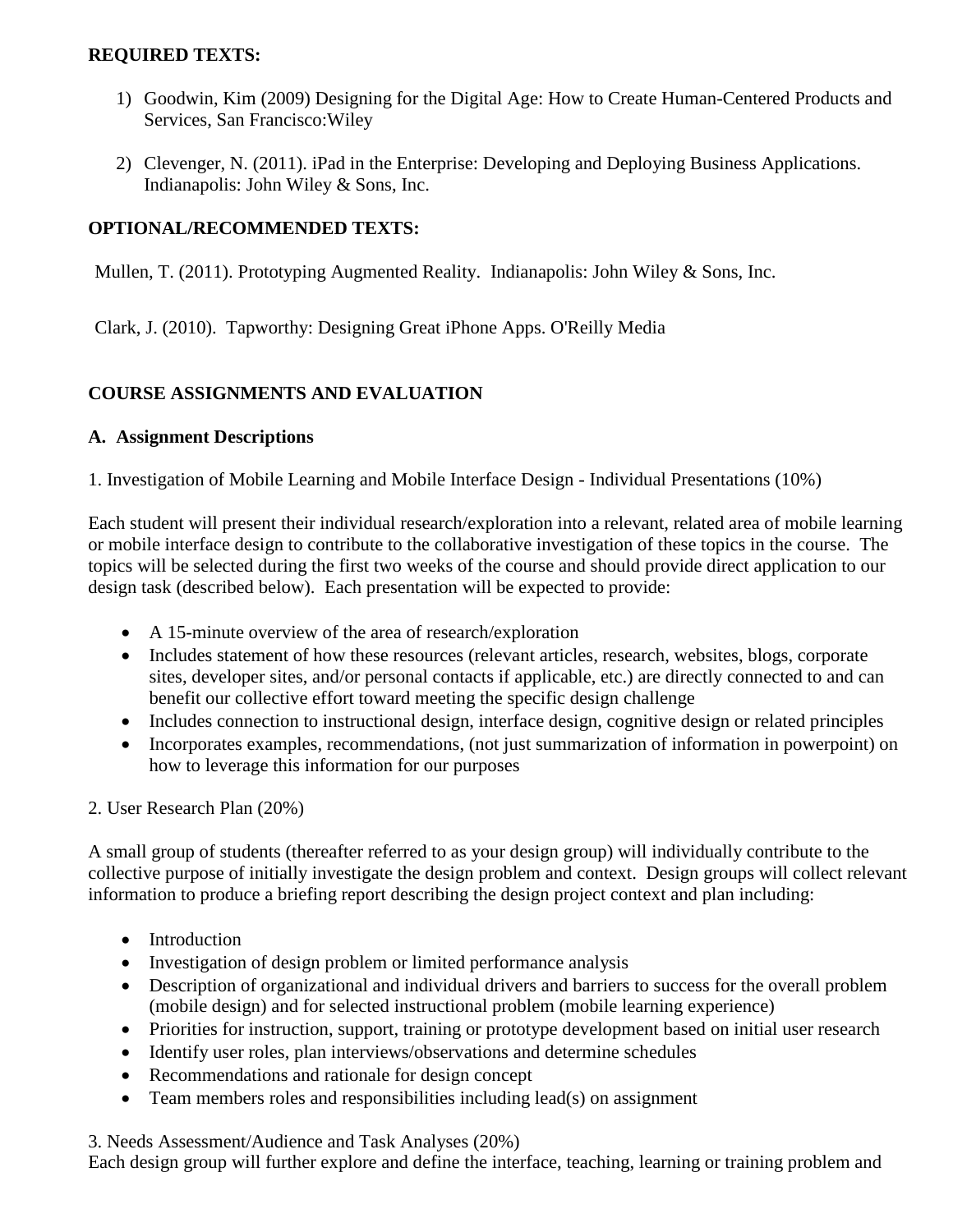**REQUIRED TEXTS:**

1) Goodwin, Kim (2009) Designing for the Digital Age: How to Create Human-Centered Products and Services, San Francisco:Wiley

2) Clevenger, N. (2011). iPad in the Enterprise: Developing and Deploying Business Applications. Indianapolis: John Wiley & Sons, Inc.

**OPTIONAL/RECOMMENDED TEXTS:**

Mullen, T. (2011). Prototyping Augmented Reality. Indianapolis: John Wiley & Sons, Inc.

Clark, J. (2010). Tapworthy: Designing Great iPhone Apps. O'Reilly Media

**COURSE ASSIGNMENTS AND EVALUATION**

**A. Assignment Descriptions**

1. Investigation of Mobile Learning and Mobile Interface Design - Individual Presentations (10%)

Each student will present their individual research/exploration into a relevant, related area of mobile learning or mobile interface design to contribute to the collaborative investigation of these topics in the course. The topics will be selected during the first two weeks of the course and should provide direct application to our design task (described below). Each presentation will be expected to provide:

- A 15-minute overview of the area of research/exploration
- Includes statement of how these resources (relevant articles, research, websites, blogs, corporate sites, developer sites, and/or personal contacts if applicable, etc.) are directly connected to and can benefit our collective effort toward meeting the specific design challenge
- Includes connection to instructional design, interface design, cognitive design or related principles
- Incorporates examples, recommendations, (not just summarization of information in powerpoint) on how to leverage this information for our purposes

2. User Research Plan (20%)

A small group of students (thereafter referred to as your design group) will individually contribute to the collective purpose of initially investigate the design problem and context. Design groups will collect relevant information to produce a briefing report describing the design project context and plan including:

- Introduction
- Investigation of design problem or limited performance analysis
- Description of organizational and individual drivers and barriers to success for the overall problem (mobile design) and for selected instructional problem (mobile learning experience)
- Priorities for instruction, support, training or prototype development based on initial user research
- Identify user roles, plan interviews/observations and determine schedules
- Recommendations and rationale for design concept
- Team members roles and responsibilities including lead(s) on assignment

3. Needs Assessment/Audience and Task Analyses (20%)

Each design group will further explore and define the interface, teaching, learning or training problem and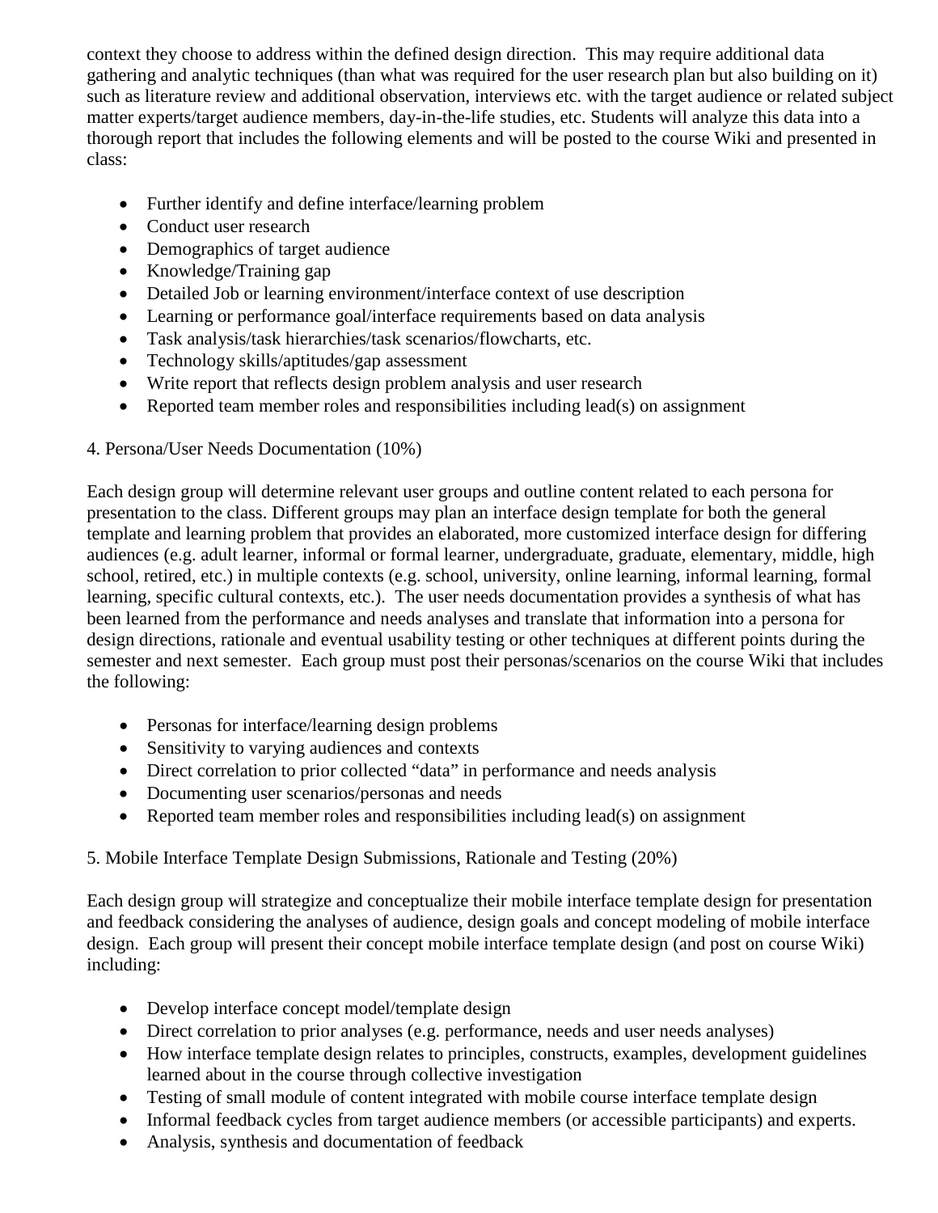context they choose to address within the defined design direction.  This may require additional data gathering and analytic techniques (than what was required for the user research plan but also building on it) such as literature review and additional observation, interviews etc. with the target audience or related subject matter experts/target audience members, day-in-the-life studies, etc. Students will analyze this data into a thorough report that includes the following elements and will be posted to the course Wiki and presented in class:

- Further identify and define interface/learning problem
- Conduct user research
- Demographics of target audience
- Knowledge/Training gap
- Detailed Job or learning environment/interface context of use description
- Learning or performance goal/interface requirements based on data analysis
- Task analysis/task hierarchies/task scenarios/flowcharts, etc.
- Technology skills/aptitudes/gap assessment
- Write report that reflects design problem analysis and user research
- Reported team member roles and responsibilities including lead(s) on assignment

4. Persona/User Needs Documentation (10%)

Each design group will determine relevant user groups and outline content related to each persona for presentation to the class. Different groups may plan an interface design template for both the general template and learning problem that provides an elaborated, more customized interface design for differing audiences (e.g. adult learner, informal or formal learner, undergraduate, graduate, elementary, middle, high school, retired, etc.) in multiple contexts (e.g. school, university, online learning, informal learning, formal learning, specific cultural contexts, etc.).  The user needs documentation provides a synthesis of what has been learned from the performance and needs analyses and translate that information into a persona for design directions, rationale and eventual usability testing or other techniques at different points during the semester and next semester.  Each group must post their personas/scenarios on the course Wiki that includes the following:

- Personas for interface/learning design problems
- Sensitivity to varying audiences and contexts
- Direct correlation to prior collected "data" in performance and needs analysis
- Documenting user scenarios/personas and needs
- Reported team member roles and responsibilities including lead(s) on assignment

5. Mobile Interface Template Design Submissions, Rationale and Testing (20%)

Each design group will strategize and conceptualize their mobile interface template design for presentation and feedback considering the analyses of audience, design goals and concept modeling of mobile interface design.  Each group will present their concept mobile interface template design (and post on course Wiki) including:

- Develop interface concept model/template design
- Direct correlation to prior analyses (e.g. performance, needs and user needs analyses)
- How interface template design relates to principles, constructs, examples, development guidelines learned about in the course through collective investigation
- Testing of small module of content integrated with mobile course interface template design
- Informal feedback cycles from target audience members (or accessible participants) and experts.
- Analysis, synthesis and documentation of feedback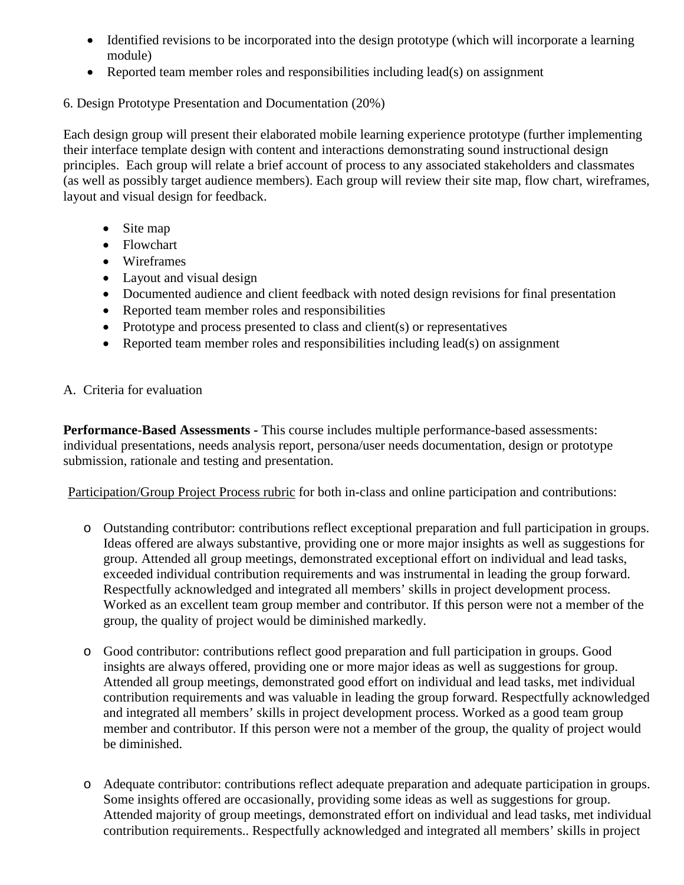- Identified revisions to be incorporated into the design prototype (which will incorporate a learning module)
- Reported team member roles and responsibilities including lead(s) on assignment

6. Design Prototype Presentation and Documentation (20%)

Each design group will present their elaborated mobile learning experience prototype (further implementing their interface template design with content and interactions demonstrating sound instructional design principles. Each group will relate a brief account of process to any associated stakeholders and classmates (as well as possibly target audience members). Each group will review their site map, flow chart, wireframes, layout and visual design for feedback.

- Site map
- Flowchart
- Wireframes
- Layout and visual design
- Documented audience and client feedback with noted design revisions for final presentation
- Reported team member roles and responsibilities
- Prototype and process presented to class and client(s) or representatives
- Reported team member roles and responsibilities including lead(s) on assignment

A. Criteria for evaluation

**Performance-Based Assessments -** This course includes multiple performance-based assessments: individual presentations, needs analysis report, persona/user needs documentation, design or prototype submission, rationale and testing and presentation.

Participation/Group Project Process rubric for both in-class and online participation and contributions:

- Outstanding contributor: contributions reflect exceptional preparation and full participation in groups. Ideas offered are always substantive, providing one or more major insights as well as suggestions for group. Attended all group meetings, demonstrated exceptional effort on individual and lead tasks, exceeded individual contribution requirements and was instrumental in leading the group forward. Respectfully acknowledged and integrated all members' skills in project development process. Worked as an excellent team group member and contributor. If this person were not a member of the group, the quality of project would be diminished markedly.

- Good contributor: contributions reflect good preparation and full participation in groups. Good insights are always offered, providing one or more major ideas as well as suggestions for group. Attended all group meetings, demonstrated good effort on individual and lead tasks, met individual contribution requirements and was valuable in leading the group forward. Respectfully acknowledged and integrated all members' skills in project development process. Worked as a good team group member and contributor. If this person were not a member of the group, the quality of project would be diminished.

- Adequate contributor: contributions reflect adequate preparation and adequate participation in groups. Some insights offered are occasionally, providing some ideas as well as suggestions for group. Attended majority of group meetings, demonstrated effort on individual and lead tasks, met individual contribution requirements.. Respectfully acknowledged and integrated all members' skills in project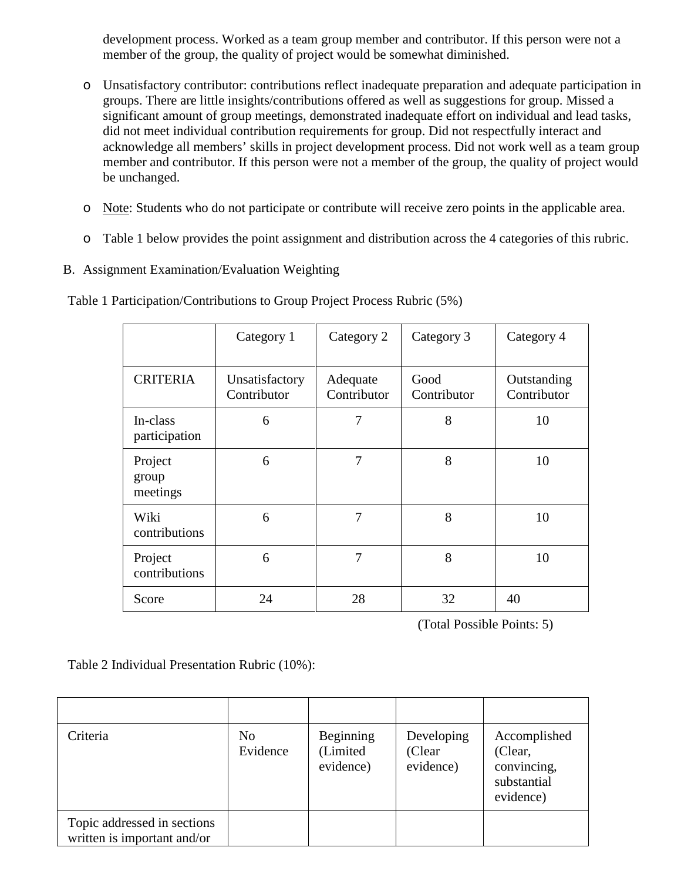development process. Worked as a team group member and contributor. If this person were not a member of the group, the quality of project would be somewhat diminished.

- Unsatisfactory contributor: contributions reflect inadequate preparation and adequate participation in groups. There are little insights/contributions offered as well as suggestions for group. Missed a significant amount of group meetings, demonstrated inadequate effort on individual and lead tasks, did not meet individual contribution requirements for group. Did not respectfully interact and acknowledge all members' skills in project development process. Did not work well as a team group member and contributor. If this person were not a member of the group, the quality of project would be unchanged.

- Note: Students who do not participate or contribute will receive zero points in the applicable area.

- Table 1 below provides the point assignment and distribution across the 4 categories of this rubric.

B. Assignment Examination/Evaluation Weighting

Table 1 Participation/Contributions to Group Project Process Rubric (5%)

| | Category 1 | Category 2 | Category 3 | Category 4 |
|---|---|---|---|---|
| CRITERIA | Unsatisfactory Contributor | Adequate Contributor | Good Contributor | Outstanding Contributor |
| In-class participation | 6 | 7 | 8 | 10 |
| Project group meetings | 6 | 7 | 8 | 10 |
| Wiki contributions | 6 | 7 | 8 | 10 |
| Project contributions | 6 | 7 | 8 | 10 |
| Score | 24 | 28 | 32 | 40 |

(Total Possible Points: 5)

Table 2 Individual Presentation Rubric (10%):

| | | | | |
|---|---|---|---|---|
| Criteria | No Evidence | Beginning (Limited evidence) | Developing (Clear evidence) | Accomplished (Clear, convincing, substantial evidence) |
| Topic addressed in sections written is important and/or | | | | |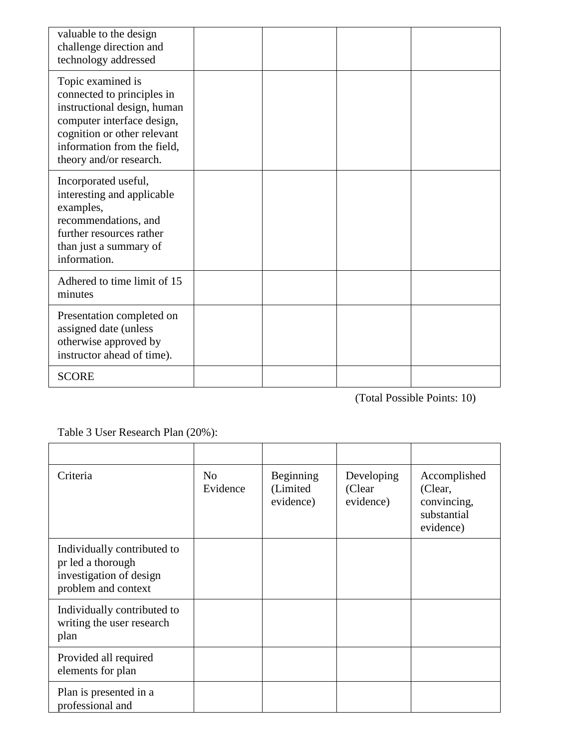| | | | | |
|---|---|---|---|---|
| valuable to the design challenge direction and technology addressed | | | | |
| Topic examined is connected to principles in instructional design, human computer interface design, cognition or other relevant information from the field, theory and/or research. | | | | |
| Incorporated useful, interesting and applicable examples, recommendations, and further resources rather than just a summary of information. | | | | |
| Adhered to time limit of 15 minutes | | | | |
| Presentation completed on assigned date (unless otherwise approved by instructor ahead of time). | | | | |
| SCORE | | | | |

(Total Possible Points: 10)

Table 3 User Research Plan (20%):

| | | | | |
|---|---|---|---|---|
| Criteria | No Evidence | Beginning (Limited evidence) | Developing (Clear evidence) | Accomplished (Clear, convincing, substantial evidence) |
| Individually contributed to pr led a thorough investigation of design problem and context | | | | |
| Individually contributed to writing the user research plan | | | | |
| Provided all required elements for plan | | | | |
| Plan is presented in a professional and | | | | |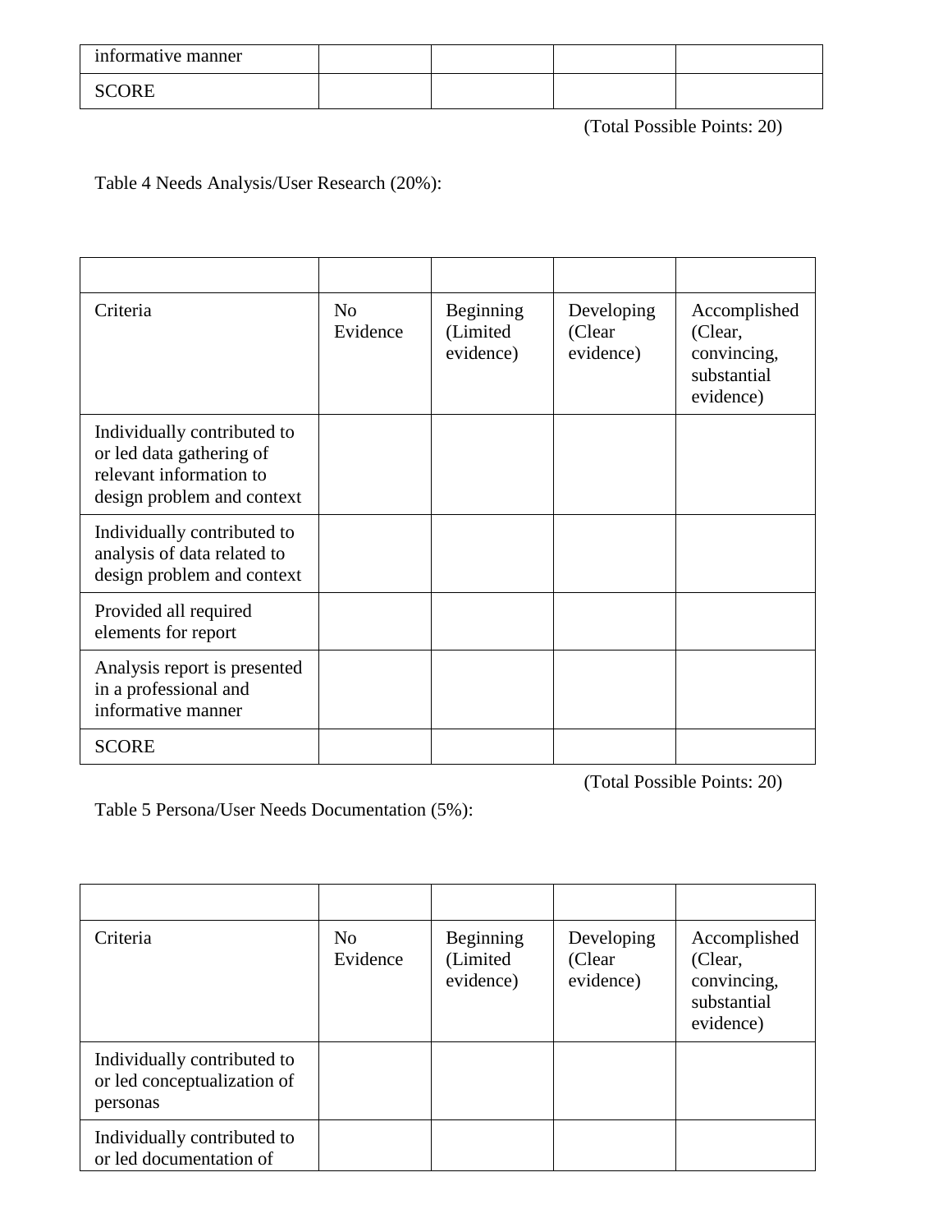| informative manner | | | | |
|---|---|---|---|---|
| SCORE | | | | |

(Total Possible Points: 20)

Table 4 Needs Analysis/User Research (20%):

| | | | | |
|---|---|---|---|---|
| Criteria | No Evidence | Beginning (Limited evidence) | Developing (Clear evidence) | Accomplished (Clear, convincing, substantial evidence) |
| Individually contributed to or led data gathering of relevant information to design problem and context | | | | |
| Individually contributed to analysis of data related to design problem and context | | | | |
| Provided all required elements for report | | | | |
| Analysis report is presented in a professional and informative manner | | | | |
| SCORE | | | | |

(Total Possible Points: 20)

Table 5 Persona/User Needs Documentation (5%):

| | | | | |
|---|---|---|---|---|
| Criteria | No Evidence | Beginning (Limited evidence) | Developing (Clear evidence) | Accomplished (Clear, convincing, substantial evidence) |
| Individually contributed to or led conceptualization of personas | | | | |
| Individually contributed to or led documentation of | | | | |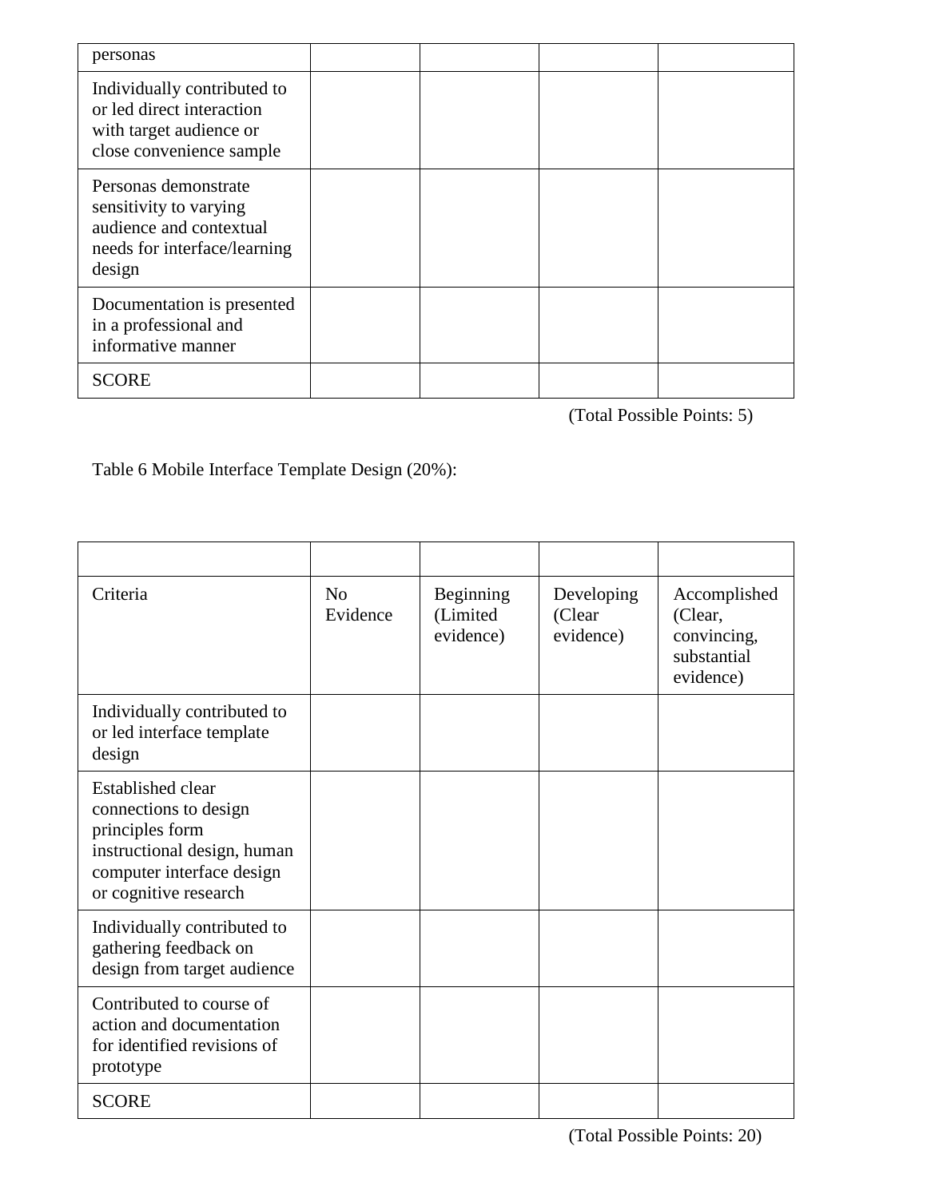| personas | | | | |
|---|---|---|---|---|
| Individually contributed to or led direct interaction with target audience or close convenience sample | | | | |
| Personas demonstrate sensitivity to varying audience and contextual needs for interface/learning design | | | | |
| Documentation is presented in a professional and informative manner | | | | |
| SCORE | | | | |

(Total Possible Points: 5)

Table 6 Mobile Interface Template Design (20%):

| | | | | |
|---|---|---|---|---|
| Criteria | No Evidence | Beginning (Limited evidence) | Developing (Clear evidence) | Accomplished (Clear, convincing, substantial evidence) |
| Individually contributed to or led interface template design | | | | |
| Established clear connections to design principles form instructional design, human computer interface design or cognitive research | | | | |
| Individually contributed to gathering feedback on design from target audience | | | | |
| Contributed to course of action and documentation for identified revisions of prototype | | | | |
| SCORE | | | | |

(Total Possible Points: 20)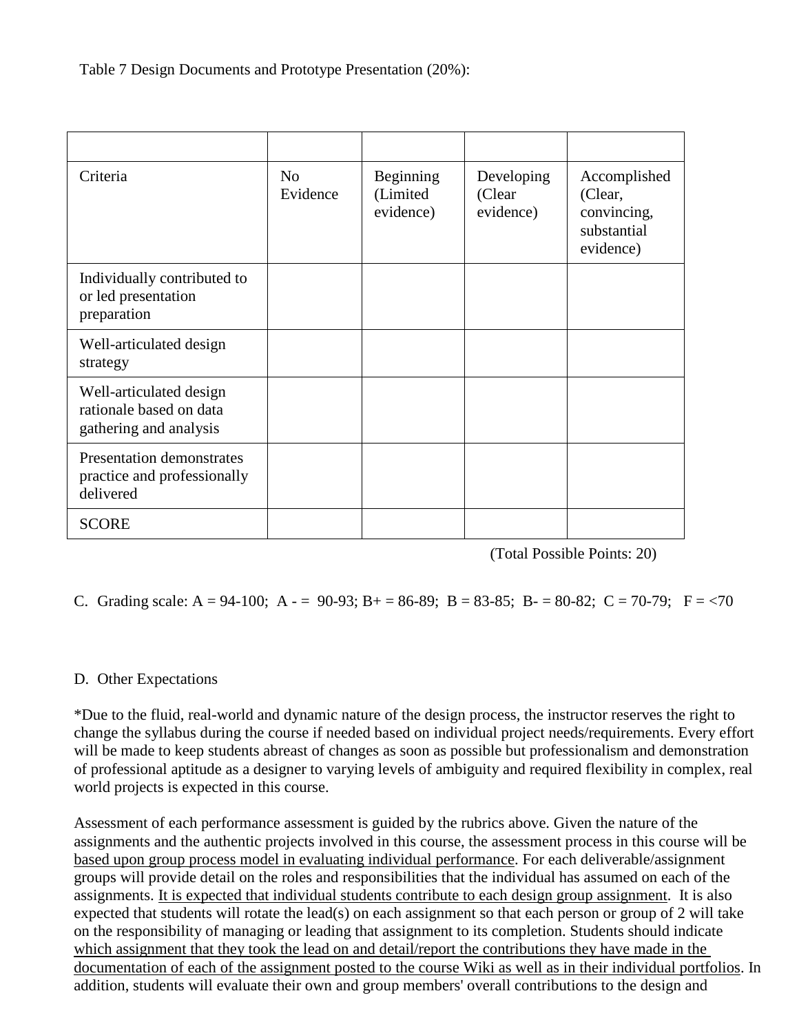Table 7 Design Documents and Prototype Presentation (20%):

| | | | | |
|---|---|---|---|---|
| Criteria | No Evidence | Beginning (Limited evidence) | Developing (Clear evidence) | Accomplished (Clear, convincing, substantial evidence) |
| Individually contributed to or led presentation preparation | | | | |
| Well-articulated design strategy | | | | |
| Well-articulated design rationale based on data gathering and analysis | | | | |
| Presentation demonstrates practice and professionally delivered | | | | |
| SCORE | | | | |

(Total Possible Points: 20)

C. Grading scale: A = 94-100; A - = 90-93; B+ = 86-89; B = 83-85; B- = 80-82; C = 70-79; F = <70

D. Other Expectations

*Due to the fluid, real-world and dynamic nature of the design process, the instructor reserves the right to change the syllabus during the course if needed based on individual project needs/requirements. Every effort will be made to keep students abreast of changes as soon as possible but professionalism and demonstration of professional aptitude as a designer to varying levels of ambiguity and required flexibility in complex, real world projects is expected in this course.

Assessment of each performance assessment is guided by the rubrics above. Given the nature of the assignments and the authentic projects involved in this course, the assessment process in this course will be <u>based upon group process model in evaluating individual performance</u>. For each deliverable/assignment groups will provide detail on the roles and responsibilities that the individual has assumed on each of the assignments. <u>It is expected that individual students contribute to each design group assignment</u>. It is also expected that students will rotate the lead(s) on each assignment so that each person or group of 2 will take on the responsibility of managing or leading that assignment to its completion. Students should indicate <u>which assignment that they took the lead on and detail/report the contributions they have made in the documentation of each of the assignment posted to the course Wiki as well as in their individual portfolios</u>. In addition, students will evaluate their own and group members' overall contributions to the design and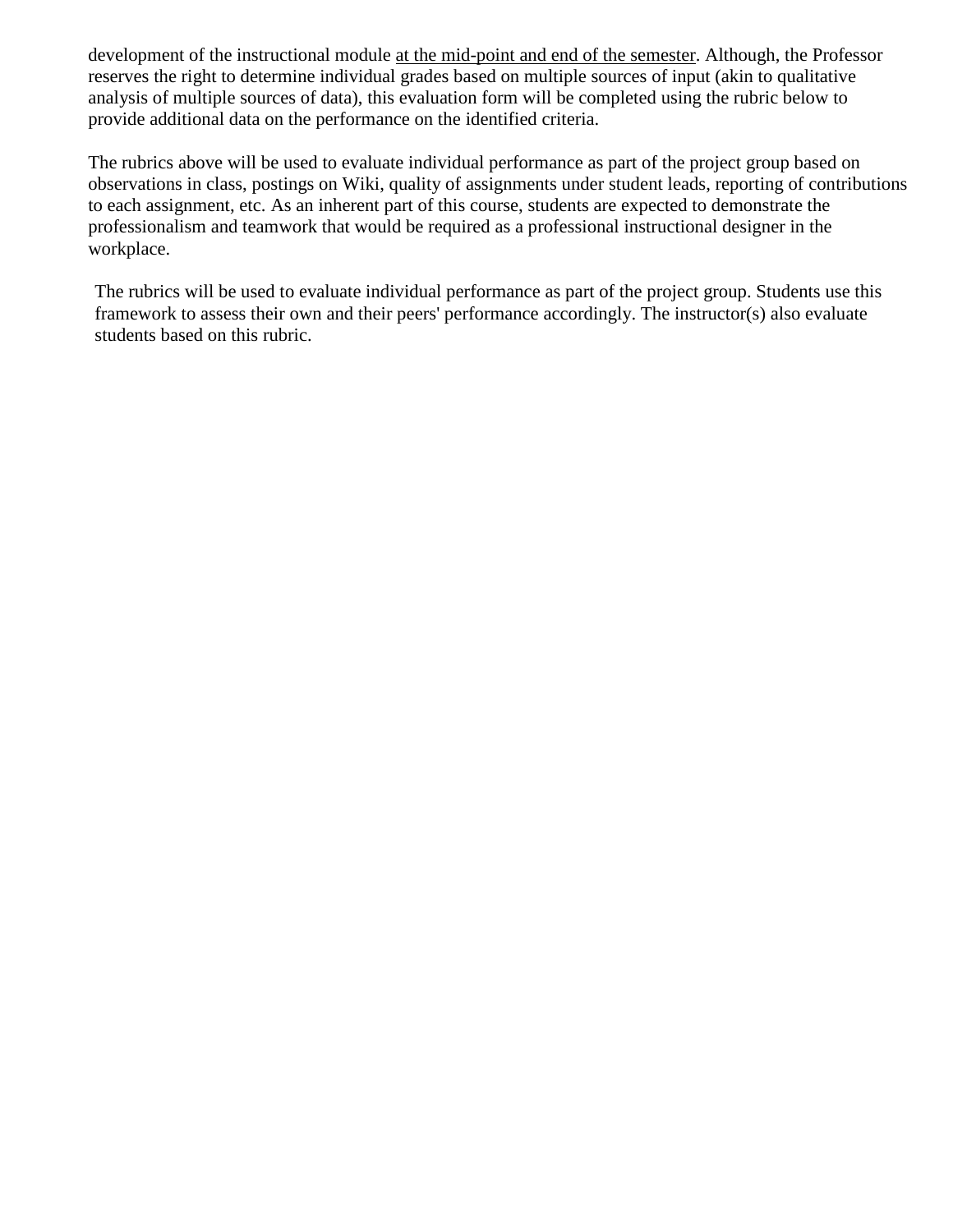development of the instructional module <u>at the mid-point and end of the semester</u>. Although, the Professor reserves the right to determine individual grades based on multiple sources of input (akin to qualitative analysis of multiple sources of data), this evaluation form will be completed using the rubric below to provide additional data on the performance on the identified criteria.

The rubrics above will be used to evaluate individual performance as part of the project group based on observations in class, postings on Wiki, quality of assignments under student leads, reporting of contributions to each assignment, etc. As an inherent part of this course, students are expected to demonstrate the professionalism and teamwork that would be required as a professional instructional designer in the workplace.

The rubrics will be used to evaluate individual performance as part of the project group. Students use this framework to assess their own and their peers' performance accordingly. The instructor(s) also evaluate students based on this rubric.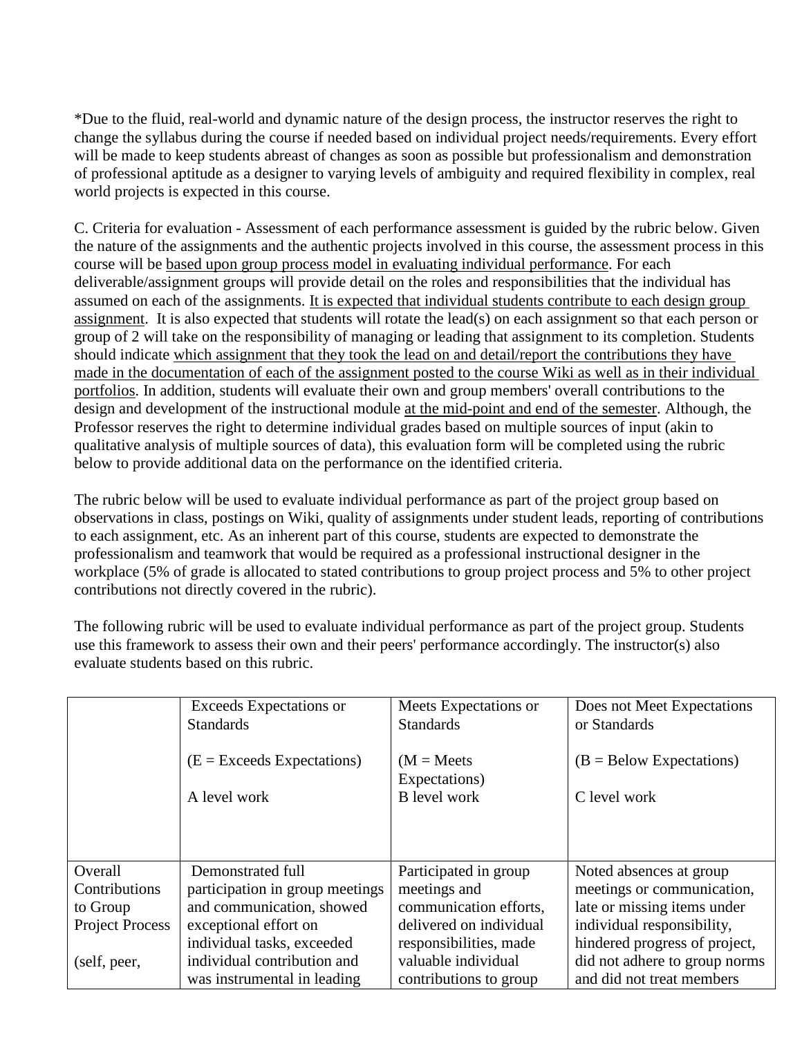*Due to the fluid, real-world and dynamic nature of the design process, the instructor reserves the right to change the syllabus during the course if needed based on individual project needs/requirements. Every effort will be made to keep students abreast of changes as soon as possible but professionalism and demonstration of professional aptitude as a designer to varying levels of ambiguity and required flexibility in complex, real world projects is expected in this course.

C. Criteria for evaluation - Assessment of each performance assessment is guided by the rubric below. Given the nature of the assignments and the authentic projects involved in this course, the assessment process in this course will be <u>based upon group process model in evaluating individual performance</u>. For each deliverable/assignment groups will provide detail on the roles and responsibilities that the individual has assumed on each of the assignments. <u>It is expected that individual students contribute to each design group assignment</u>. It is also expected that students will rotate the lead(s) on each assignment so that each person or group of 2 will take on the responsibility of managing or leading that assignment to its completion. Students should indicate <u>which assignment that they took the lead on and detail/report the contributions they have made in the documentation of each of the assignment posted to the course Wiki as well as in their individual portfolios</u>. In addition, students will evaluate their own and group members' overall contributions to the design and development of the instructional module <u>at the mid-point and end of the semester</u>. Although, the Professor reserves the right to determine individual grades based on multiple sources of input (akin to qualitative analysis of multiple sources of data), this evaluation form will be completed using the rubric below to provide additional data on the performance on the identified criteria.

The rubric below will be used to evaluate individual performance as part of the project group based on observations in class, postings on Wiki, quality of assignments under student leads, reporting of contributions to each assignment, etc. As an inherent part of this course, students are expected to demonstrate the professionalism and teamwork that would be required as a professional instructional designer in the workplace (5% of grade is allocated to stated contributions to group project process and 5% to other project contributions not directly covered in the rubric).

The following rubric will be used to evaluate individual performance as part of the project group. Students use this framework to assess their own and their peers' performance accordingly. The instructor(s) also evaluate students based on this rubric.

| | Exceeds Expectations or Standards<br><br>(E = Exceeds Expectations)<br><br>A level work | Meets Expectations or Standards<br><br>(M = Meets Expectations)<br>B level work | Does not Meet Expectations or Standards<br><br>(B = Below Expectations)<br><br>C level work |
|---|---|---|---|
| Overall Contributions to Group Project Process<br><br>(self, peer, | Demonstrated full participation in group meetings and communication, showed exceptional effort on individual tasks, exceeded individual contribution and was instrumental in leading | Participated in group meetings and communication efforts, delivered on individual responsibilities, made valuable individual contributions to group | Noted absences at group meetings or communication, late or missing items under individual responsibility, hindered progress of project, did not adhere to group norms and did not treat members |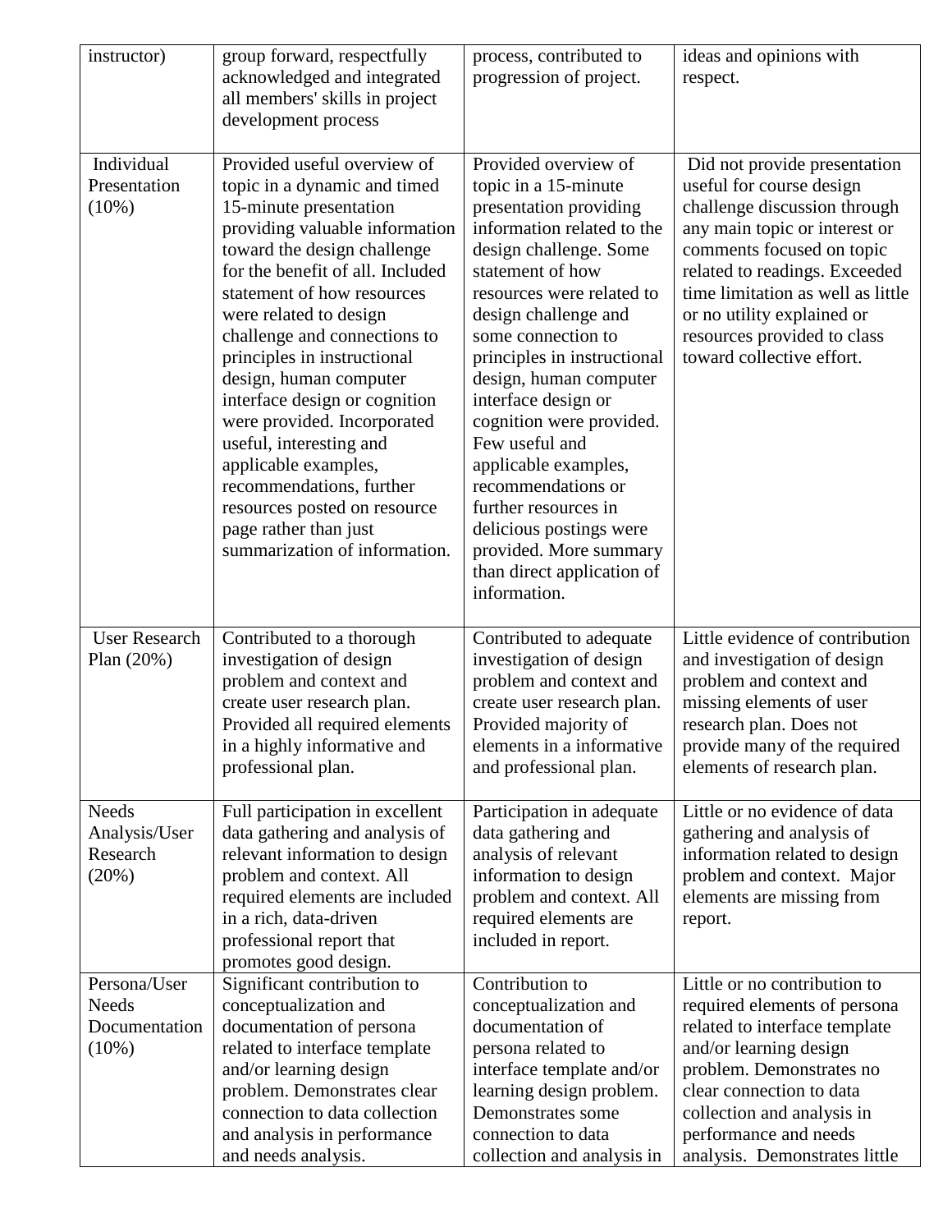| | | | |
|---|---|---|---|
| instructor) | group forward, respectfully acknowledged and integrated all members' skills in project development process | process, contributed to progression of project. | ideas and opinions with respect. |
| Individual Presentation (10%) | Provided useful overview of topic in a dynamic and timed 15-minute presentation providing valuable information toward the design challenge for the benefit of all. Included statement of how resources were related to design challenge and connections to principles in instructional design, human computer interface design or cognition were provided. Incorporated useful, interesting and applicable examples, recommendations, further resources posted on resource page rather than just summarization of information. | Provided overview of topic in a 15-minute presentation providing information related to the design challenge. Some statement of how resources were related to design challenge and some connection to principles in instructional design, human computer interface design or cognition were provided. Few useful and applicable examples, recommendations or further resources in delicious postings were provided. More summary than direct application of information. | Did not provide presentation useful for course design challenge discussion through any main topic or interest or comments focused on topic related to readings. Exceeded time limitation as well as little or no utility explained or resources provided to class toward collective effort. |
| User Research Plan (20%) | Contributed to a thorough investigation of design problem and context and create user research plan. Provided all required elements in a highly informative and professional plan. | Contributed to adequate investigation of design problem and context and create user research plan. Provided majority of elements in a informative and professional plan. | Little evidence of contribution and investigation of design problem and context and missing elements of user research plan. Does not provide many of the required elements of research plan. |
| Needs Analysis/User Research (20%) | Full participation in excellent data gathering and analysis of relevant information to design problem and context. All required elements are included in a rich, data-driven professional report that promotes good design. | Participation in adequate data gathering and analysis of relevant information to design problem and context. All required elements are included in report. | Little or no evidence of data gathering and analysis of information related to design problem and context. Major elements are missing from report. |
| Persona/User Needs Documentation (10%) | Significant contribution to conceptualization and documentation of persona related to interface template and/or learning design problem. Demonstrates clear connection to data collection and analysis in performance and needs analysis. | Contribution to conceptualization and documentation of persona related to interface template and/or learning design problem. Demonstrates some connection to data collection and analysis in | Little or no contribution to required elements of persona related to interface template and/or learning design problem. Demonstrates no clear connection to data collection and analysis in performance and needs analysis. Demonstrates little |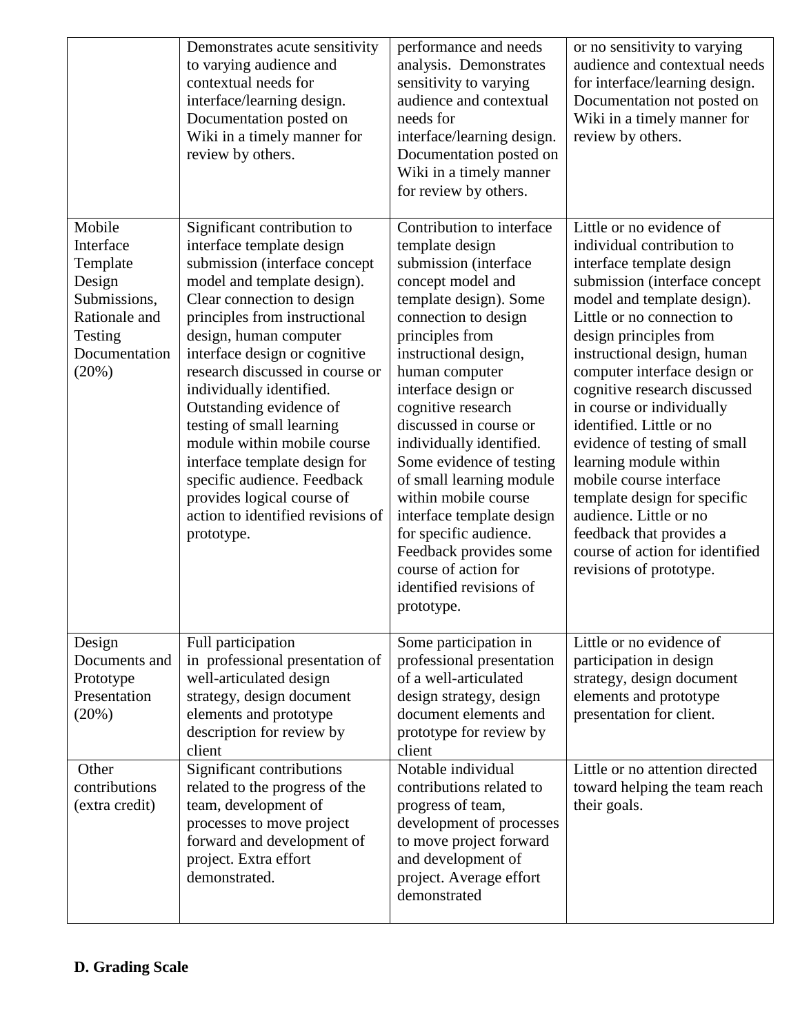| | | | |
|---|---|---|---|
| | Demonstrates acute sensitivity to varying audience and contextual needs for interface/learning design. Documentation posted on Wiki in a timely manner for review by others. | performance and needs analysis. Demonstrates sensitivity to varying audience and contextual needs for interface/learning design. Documentation posted on Wiki in a timely manner for review by others. | or no sensitivity to varying audience and contextual needs for interface/learning design. Documentation not posted on Wiki in a timely manner for review by others. |
| Mobile Interface Template Design Submissions, Rationale and Testing Documentation (20%) | Significant contribution to interface template design submission (interface concept model and template design). Clear connection to design principles from instructional design, human computer interface design or cognitive research discussed in course or individually identified. Outstanding evidence of testing of small learning module within mobile course interface template design for specific audience. Feedback provides logical course of action to identified revisions of prototype. | Contribution to interface template design submission (interface concept model and template design). Some connection to design principles from instructional design, human computer interface design or cognitive research discussed in course or individually identified. Some evidence of testing of small learning module within mobile course interface template design for specific audience. Feedback provides some course of action for identified revisions of prototype. | Little or no evidence of individual contribution to interface template design submission (interface concept model and template design). Little or no connection to design principles from instructional design, human computer interface design or cognitive research discussed in course or individually identified. Little or no evidence of testing of small learning module within mobile course interface template design for specific audience. Little or no feedback that provides a course of action for identified revisions of prototype. |
| Design Documents and Prototype Presentation (20%) | Full participation in professional presentation of well-articulated design strategy, design document elements and prototype description for review by client | Some participation in professional presentation of a well-articulated design strategy, design document elements and prototype for review by client | Little or no evidence of participation in design strategy, design document elements and prototype presentation for client. |
| Other contributions (extra credit) | Significant contributions related to the progress of the team, development of processes to move project forward and development of project. Extra effort demonstrated. | Notable individual contributions related to progress of team, development of processes to move project forward and development of project. Average effort demonstrated | Little or no attention directed toward helping the team reach their goals. |

**D. Grading Scale**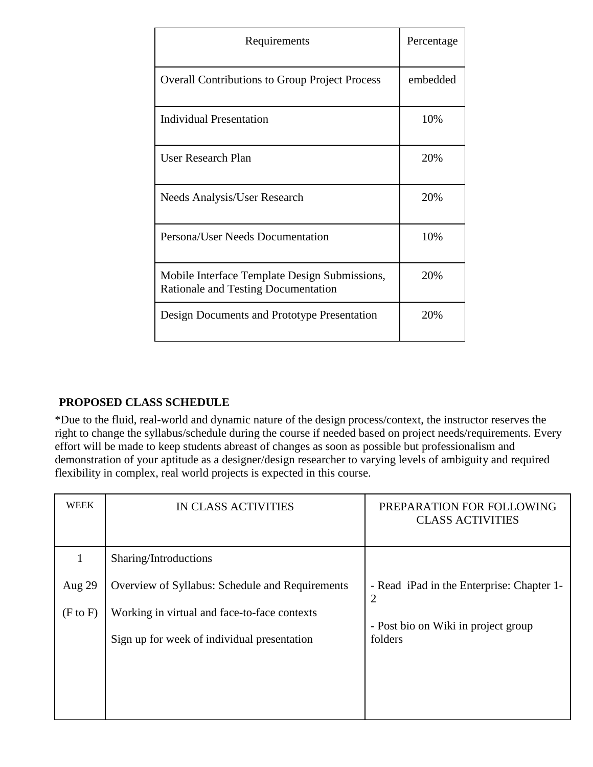| Requirements | Percentage |
|---|---|
| Overall Contributions to Group Project Process | embedded |
| Individual Presentation | 10% |
| User Research Plan | 20% |
| Needs Analysis/User Research | 20% |
| Persona/User Needs Documentation | 10% |
| Mobile Interface Template Design Submissions, Rationale and Testing Documentation | 20% |
| Design Documents and Prototype Presentation | 20% |

**PROPOSED CLASS SCHEDULE**

*Due to the fluid, real-world and dynamic nature of the design process/context, the instructor reserves the right to change the syllabus/schedule during the course if needed based on project needs/requirements. Every effort will be made to keep students abreast of changes as soon as possible but professionalism and demonstration of your aptitude as a designer/design researcher to varying levels of ambiguity and required flexibility in complex, real world projects is expected in this course.

| WEEK | IN CLASS ACTIVITIES | PREPARATION FOR FOLLOWING CLASS ACTIVITIES |
|---|---|---|
| 1<br>Aug 29<br>(F to F) | Sharing/Introductions<br>Overview of Syllabus: Schedule and Requirements<br>Working in virtual and face-to-face contexts<br>Sign up for week of individual presentation | - Read iPad in the Enterprise: Chapter 1-2<br>- Post bio on Wiki in project group folders |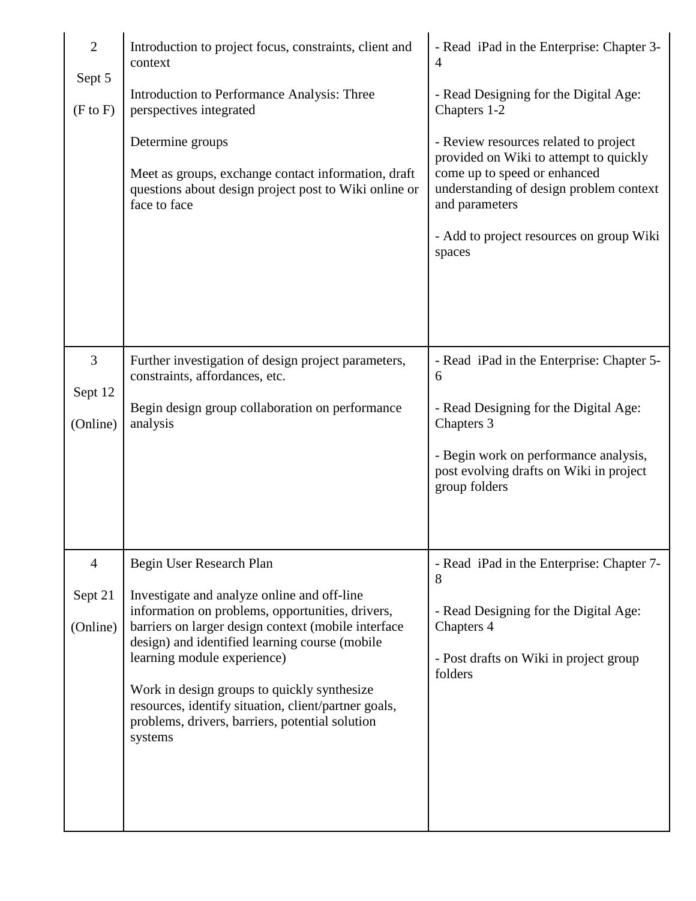| | | |
|---|---|---|
| 2<br><br>Sept 5<br><br>(F to F) | Introduction to project focus, constraints, client and context<br><br>Introduction to Performance Analysis: Three perspectives integrated<br><br>Determine groups<br><br>Meet as groups, exchange contact information, draft questions about design project post to Wiki online or face to face | - Read iPad in the Enterprise: Chapter 3-4<br><br>- Read Designing for the Digital Age: Chapters 1-2<br><br>- Review resources related to project provided on Wiki to attempt to quickly come up to speed or enhanced understanding of design problem context and parameters<br><br>- Add to project resources on group Wiki spaces |
| 3<br><br>Sept 12<br><br>(Online) | Further investigation of design project parameters, constraints, affordances, etc.<br><br>Begin design group collaboration on performance analysis | - Read iPad in the Enterprise: Chapter 5-6<br><br>- Read Designing for the Digital Age: Chapters 3<br><br>- Begin work on performance analysis, post evolving drafts on Wiki in project group folders |
| 4<br><br>Sept 21<br><br>(Online) | Begin User Research Plan<br><br>Investigate and analyze online and off-line information on problems, opportunities, drivers, barriers on larger design context (mobile interface design) and identified learning course (mobile learning module experience)<br><br>Work in design groups to quickly synthesize resources, identify situation, client/partner goals, problems, drivers, barriers, potential solution systems | - Read iPad in the Enterprise: Chapter 7-8<br><br>- Read Designing for the Digital Age: Chapters 4<br><br>- Post drafts on Wiki in project group folders |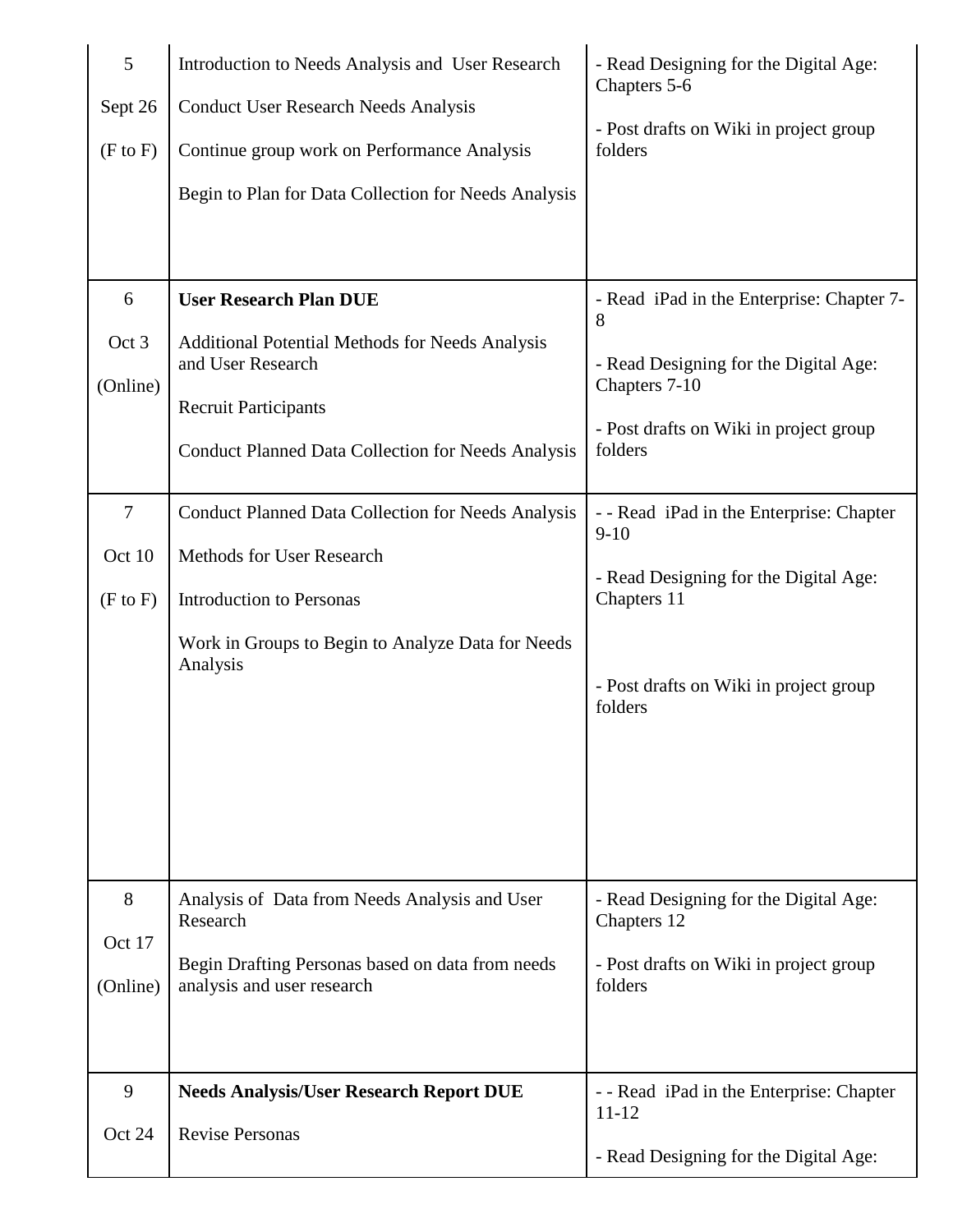| 5<br><br>Sept 26<br><br>(F to F) | Introduction to Needs Analysis and User Research<br><br>Conduct User Research Needs Analysis<br><br>Continue group work on Performance Analysis<br><br>Begin to Plan for Data Collection for Needs Analysis | - Read Designing for the Digital Age: Chapters 5-6<br><br>- Post drafts on Wiki in project group folders |
|---|---|---|
| 6<br><br>Oct 3<br><br>(Online) | **User Research Plan DUE**<br><br>Additional Potential Methods for Needs Analysis and User Research<br><br>Recruit Participants<br><br>Conduct Planned Data Collection for Needs Analysis | - Read iPad in the Enterprise: Chapter 7-8<br><br>- Read Designing for the Digital Age: Chapters 7-10<br><br>- Post drafts on Wiki in project group folders |
| 7<br><br>Oct 10<br><br>(F to F) | Conduct Planned Data Collection for Needs Analysis<br><br>Methods for User Research<br><br>Introduction to Personas<br><br>Work in Groups to Begin to Analyze Data for Needs Analysis | - - Read iPad in the Enterprise: Chapter 9-10<br><br>- Read Designing for the Digital Age: Chapters 11<br><br>- Post drafts on Wiki in project group folders |
| 8<br><br>Oct 17<br><br>(Online) | Analysis of Data from Needs Analysis and User Research<br><br>Begin Drafting Personas based on data from needs analysis and user research | - Read Designing for the Digital Age: Chapters 12<br><br>- Post drafts on Wiki in project group folders |
| 9<br><br>Oct 24 | **Needs Analysis/User Research Report DUE**<br><br>Revise Personas | - - Read iPad in the Enterprise: Chapter 11-12<br><br>- Read Designing for the Digital Age: |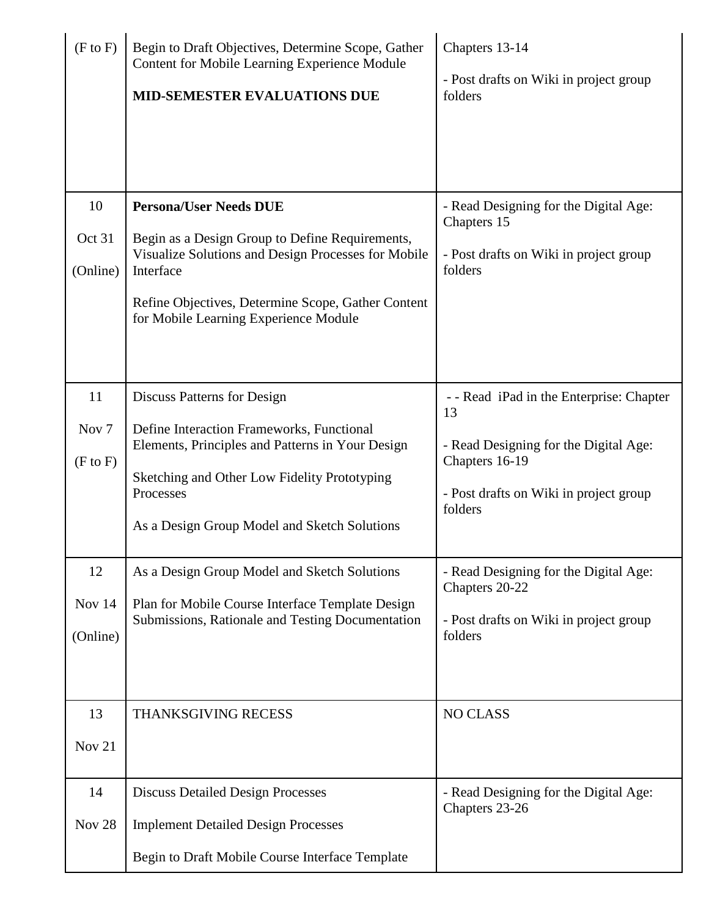| | | |
|---|---|---|
| (F to F) | Begin to Draft Objectives, Determine Scope, Gather Content for Mobile Learning Experience Module<br><br>**MID-SEMESTER EVALUATIONS DUE** | Chapters 13-14<br><br>- Post drafts on Wiki in project group folders |
| 10<br><br>Oct 31<br><br>(Online) | **Persona/User Needs DUE**<br><br>Begin as a Design Group to Define Requirements, Visualize Solutions and Design Processes for Mobile Interface<br><br>Refine Objectives, Determine Scope, Gather Content for Mobile Learning Experience Module | - Read Designing for the Digital Age: Chapters 15<br><br>- Post drafts on Wiki in project group folders |
| 11<br><br>Nov 7<br><br>(F to F) | Discuss Patterns for Design<br><br>Define Interaction Frameworks, Functional Elements, Principles and Patterns in Your Design<br><br>Sketching and Other Low Fidelity Prototyping Processes<br><br>As a Design Group Model and Sketch Solutions | - - Read iPad in the Enterprise: Chapter 13<br><br>- Read Designing for the Digital Age: Chapters 16-19<br><br>- Post drafts on Wiki in project group folders |
| 12<br><br>Nov 14<br><br>(Online) | As a Design Group Model and Sketch Solutions<br><br>Plan for Mobile Course Interface Template Design Submissions, Rationale and Testing Documentation | - Read Designing for the Digital Age: Chapters 20-22<br><br>- Post drafts on Wiki in project group folders |
| 13<br><br>Nov 21 | THANKSGIVING RECESS | NO CLASS |
| 14<br><br>Nov 28 | Discuss Detailed Design Processes<br><br>Implement Detailed Design Processes<br><br>Begin to Draft Mobile Course Interface Template | - Read Designing for the Digital Age: Chapters 23-26 |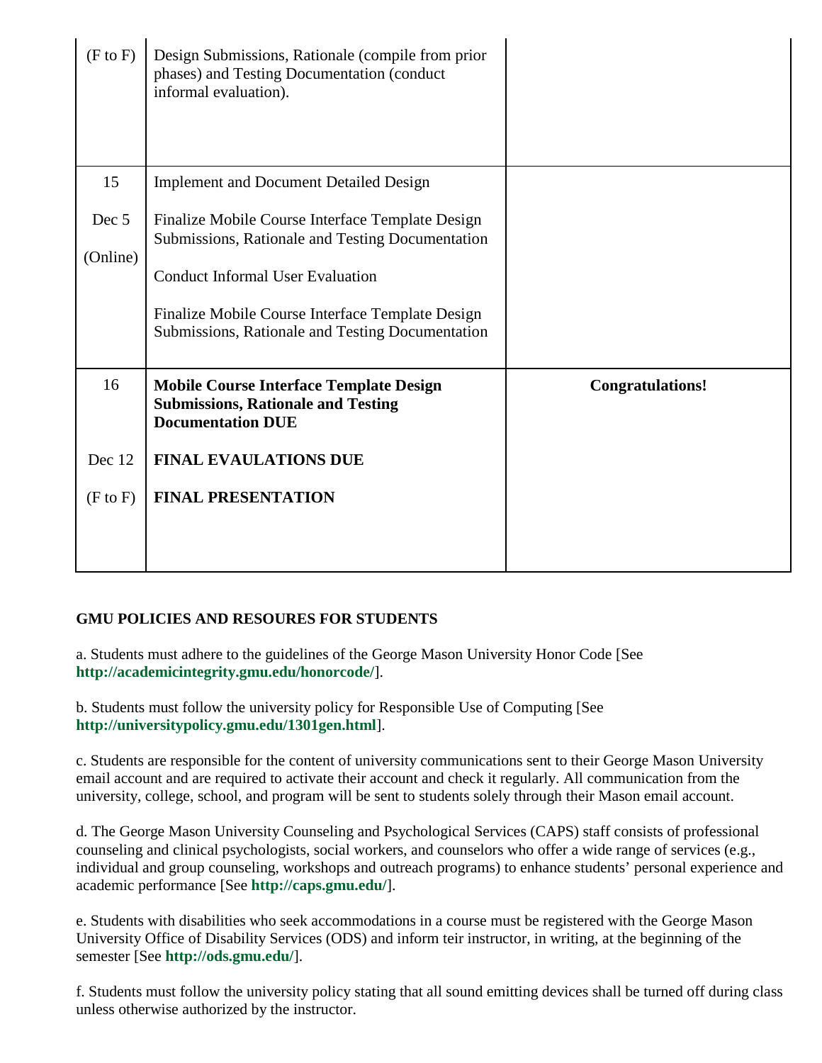| | | |
|---|---|---|
| (F to F) | Design Submissions, Rationale (compile from prior phases) and Testing Documentation (conduct informal evaluation). | |
| 15<br><br>Dec 5<br><br>(Online) | Implement and Document Detailed Design<br><br>Finalize Mobile Course Interface Template Design Submissions, Rationale and Testing Documentation<br><br>Conduct Informal User Evaluation<br><br>Finalize Mobile Course Interface Template Design Submissions, Rationale and Testing Documentation | |
| 16<br><br>Dec 12<br><br>(F to F) | **Mobile Course Interface Template Design Submissions, Rationale and Testing Documentation DUE**<br><br>**FINAL EVAULATIONS DUE**<br><br>**FINAL PRESENTATION** | **Congratulations!** |

**GMU POLICIES AND RESOURES FOR STUDENTS**

a. Students must adhere to the guidelines of the George Mason University Honor Code [See **http://academicintegrity.gmu.edu/honorcode/**].

b. Students must follow the university policy for Responsible Use of Computing [See **http://universitypolicy.gmu.edu/1301gen.html**].

c. Students are responsible for the content of university communications sent to their George Mason University email account and are required to activate their account and check it regularly. All communication from the university, college, school, and program will be sent to students solely through their Mason email account.

d. The George Mason University Counseling and Psychological Services (CAPS) staff consists of professional counseling and clinical psychologists, social workers, and counselors who offer a wide range of services (e.g., individual and group counseling, workshops and outreach programs) to enhance students' personal experience and academic performance [See **http://caps.gmu.edu/**].

e. Students with disabilities who seek accommodations in a course must be registered with the George Mason University Office of Disability Services (ODS) and inform teir instructor, in writing, at the beginning of the semester [See **http://ods.gmu.edu/**].

f. Students must follow the university policy stating that all sound emitting devices shall be turned off during class unless otherwise authorized by the instructor.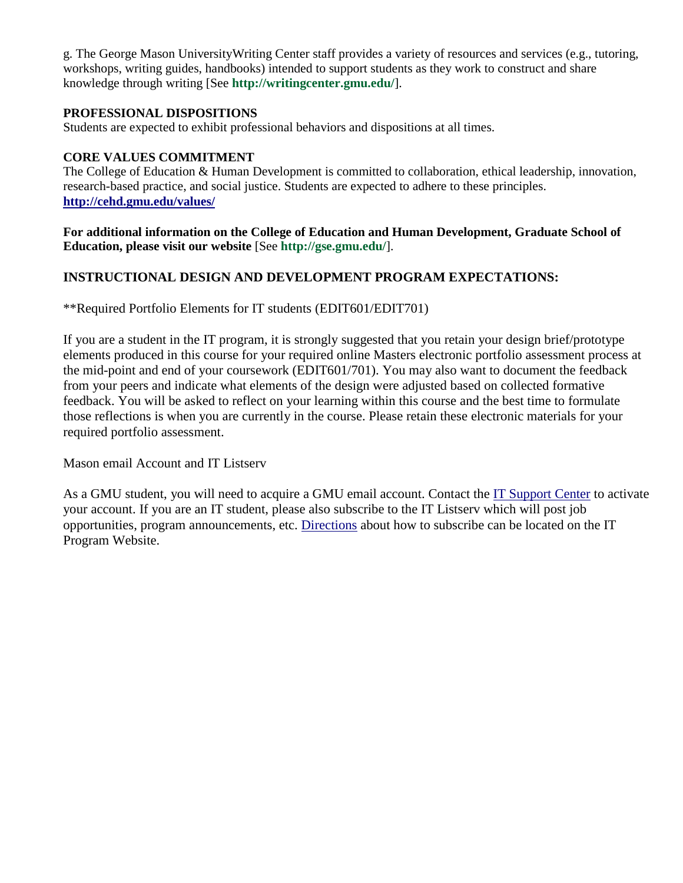g. The George Mason UniversityWriting Center staff provides a variety of resources and services (e.g., tutoring, workshops, writing guides, handbooks) intended to support students as they work to construct and share knowledge through writing [See **http://writingcenter.gmu.edu/**].

**PROFESSIONAL DISPOSITIONS**

Students are expected to exhibit professional behaviors and dispositions at all times.

**CORE VALUES COMMITMENT**

The College of Education & Human Development is committed to collaboration, ethical leadership, innovation, research-based practice, and social justice. Students are expected to adhere to these principles. **http://cehd.gmu.edu/values/**

**For additional information on the College of Education and Human Development, Graduate School of Education, please visit our website** [See **http://gse.gmu.edu/**].

**INSTRUCTIONAL DESIGN AND DEVELOPMENT PROGRAM EXPECTATIONS:**

**Required Portfolio Elements for IT students (EDIT601/EDIT701)

If you are a student in the IT program, it is strongly suggested that you retain your design brief/prototype elements produced in this course for your required online Masters electronic portfolio assessment process at the mid-point and end of your coursework (EDIT601/701). You may also want to document the feedback from your peers and indicate what elements of the design were adjusted based on collected formative feedback. You will be asked to reflect on your learning within this course and the best time to formulate those reflections is when you are currently in the course. Please retain these electronic materials for your required portfolio assessment.

Mason email Account and IT Listserv

As a GMU student, you will need to acquire a GMU email account. Contact the IT Support Center to activate your account. If you are an IT student, please also subscribe to the IT Listserv which will post job opportunities, program announcements, etc. Directions about how to subscribe can be located on the IT Program Website.